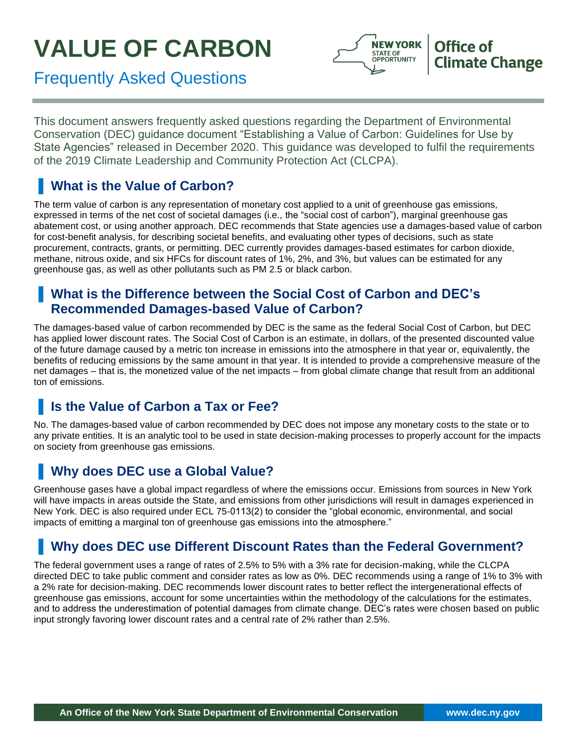# VALUE OF CARBON

Frequently Asked Questions

New York State of Opportunity | Office of Climate Change

This document answers frequently asked questions regarding the Department of Environmental Conservation (DEC) guidance document "Establishing a Value of Carbon: Guidelines for Use by State Agencies" released in December 2020. This guidance was developed to fulfil the requirements of the 2019 Climate Leadership and Community Protection Act (CLCPA).

## What is the Value of Carbon?

The term value of carbon is any representation of monetary cost applied to a unit of greenhouse gas emissions, expressed in terms of the net cost of societal damages (i.e., the "social cost of carbon"), marginal greenhouse gas abatement cost, or using another approach. DEC recommends that State agencies use a damages-based value of carbon for cost-benefit analysis, for describing societal benefits, and evaluating other types of decisions, such as state procurement, contracts, grants, or permitting. DEC currently provides damages-based estimates for carbon dioxide, methane, nitrous oxide, and six HFCs for discount rates of 1%, 2%, and 3%, but values can be estimated for any greenhouse gas, as well as other pollutants such as PM 2.5 or black carbon.

## What is the Difference between the Social Cost of Carbon and DEC's Recommended Damages-based Value of Carbon?

The damages-based value of carbon recommended by DEC is the same as the federal Social Cost of Carbon, but DEC has applied lower discount rates. The Social Cost of Carbon is an estimate, in dollars, of the presented discounted value of the future damage caused by a metric ton increase in emissions into the atmosphere in that year or, equivalently, the benefits of reducing emissions by the same amount in that year. It is intended to provide a comprehensive measure of the net damages – that is, the monetized value of the net impacts – from global climate change that result from an additional ton of emissions.

## Is the Value of Carbon a Tax or Fee?

No. The damages-based value of carbon recommended by DEC does not impose any monetary costs to the state or to any private entities. It is an analytic tool to be used in state decision-making processes to properly account for the impacts on society from greenhouse gas emissions.

## Why does DEC use a Global Value?

Greenhouse gases have a global impact regardless of where the emissions occur. Emissions from sources in New York will have impacts in areas outside the State, and emissions from other jurisdictions will result in damages experienced in New York. DEC is also required under ECL 75-0113(2) to consider the "global economic, environmental, and social impacts of emitting a marginal ton of greenhouse gas emissions into the atmosphere."

## Why does DEC use Different Discount Rates than the Federal Government?

The federal government uses a range of rates of 2.5% to 5% with a 3% rate for decision-making, while the CLCPA directed DEC to take public comment and consider rates as low as 0%. DEC recommends using a range of 1% to 3% with a 2% rate for decision-making. DEC recommends lower discount rates to better reflect the intergenerational effects of greenhouse gas emissions, account for some uncertainties within the methodology of the calculations for the estimates, and to address the underestimation of potential damages from climate change. DEC's rates were chosen based on public input strongly favoring lower discount rates and a central rate of 2% rather than 2.5%.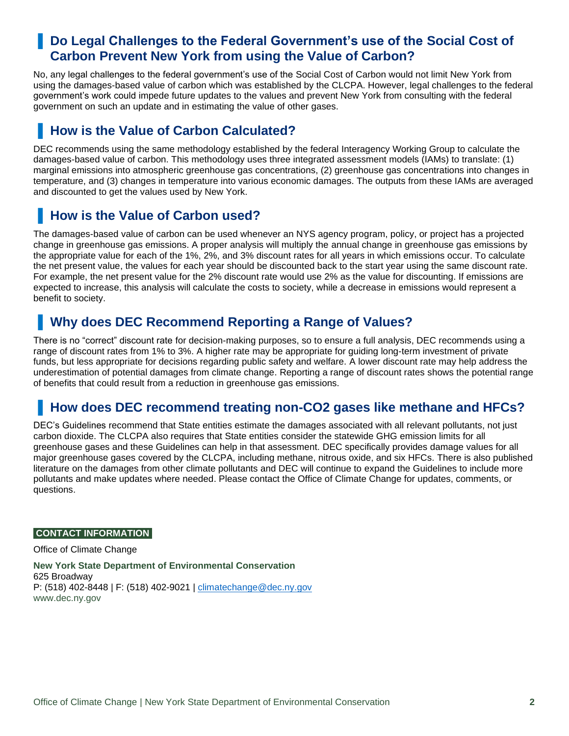## Do Legal Challenges to the Federal Government's use of the Social Cost of Carbon Prevent New York from using the Value of Carbon?

No, any legal challenges to the federal government's use of the Social Cost of Carbon would not limit New York from using the damages-based value of carbon which was established by the CLCPA. However, legal challenges to the federal government's work could impede future updates to the values and prevent New York from consulting with the federal government on such an update and in estimating the value of other gases.

## How is the Value of Carbon Calculated?

DEC recommends using the same methodology established by the federal Interagency Working Group to calculate the damages-based value of carbon. This methodology uses three integrated assessment models (IAMs) to translate: (1) marginal emissions into atmospheric greenhouse gas concentrations, (2) greenhouse gas concentrations into changes in temperature, and (3) changes in temperature into various economic damages. The outputs from these IAMs are averaged and discounted to get the values used by New York.

## How is the Value of Carbon used?

The damages-based value of carbon can be used whenever an NYS agency program, policy, or project has a projected change in greenhouse gas emissions. A proper analysis will multiply the annual change in greenhouse gas emissions by the appropriate value for each of the 1%, 2%, and 3% discount rates for all years in which emissions occur. To calculate the net present value, the values for each year should be discounted back to the start year using the same discount rate. For example, the net present value for the 2% discount rate would use 2% as the value for discounting. If emissions are expected to increase, this analysis will calculate the costs to society, while a decrease in emissions would represent a benefit to society.

## Why does DEC Recommend Reporting a Range of Values?

There is no "correct" discount rate for decision-making purposes, so to ensure a full analysis, DEC recommends using a range of discount rates from 1% to 3%. A higher rate may be appropriate for guiding long-term investment of private funds, but less appropriate for decisions regarding public safety and welfare. A lower discount rate may help address the underestimation of potential damages from climate change. Reporting a range of discount rates shows the potential range of benefits that could result from a reduction in greenhouse gas emissions.

## How does DEC recommend treating non-CO2 gases like methane and HFCs?

DEC's Guidelines recommend that State entities estimate the damages associated with all relevant pollutants, not just carbon dioxide. The CLCPA also requires that State entities consider the statewide GHG emission limits for all greenhouse gases and these Guidelines can help in that assessment. DEC specifically provides damage values for all major greenhouse gases covered by the CLCPA, including methane, nitrous oxide, and six HFCs. There is also published literature on the damages from other climate pollutants and DEC will continue to expand the Guidelines to include more pollutants and make updates where needed. Please contact the Office of Climate Change for updates, comments, or questions.

**CONTACT INFORMATION**

Office of Climate Change

**New York State Department of Environmental Conservation**
625 Broadway
P: (518) 402-8448 | F: (518) 402-9021 | climatechange@dec.ny.gov
www.dec.ny.gov